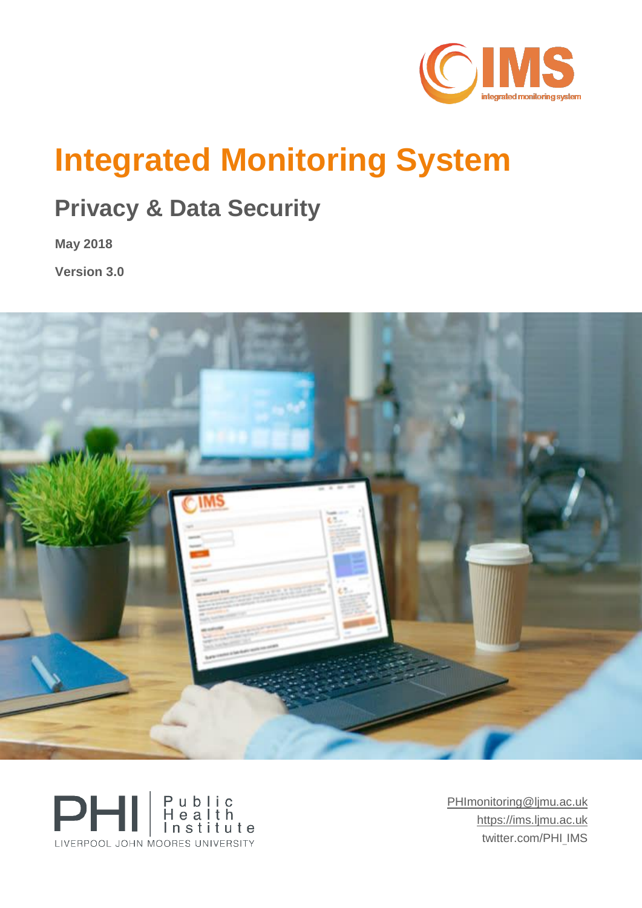IMS

integrated monitoring system

# Integrated Monitoring System

## Privacy & Data Security

**May 2018**

**Version 3.0**

PHI | Public Health Institute

LIVERPOOL JOHN MOORES UNIVERSITY

PHImonitoring@ljmu.ac.uk

https://ims.ljmu.ac.uk

twitter.com/PHI_IMS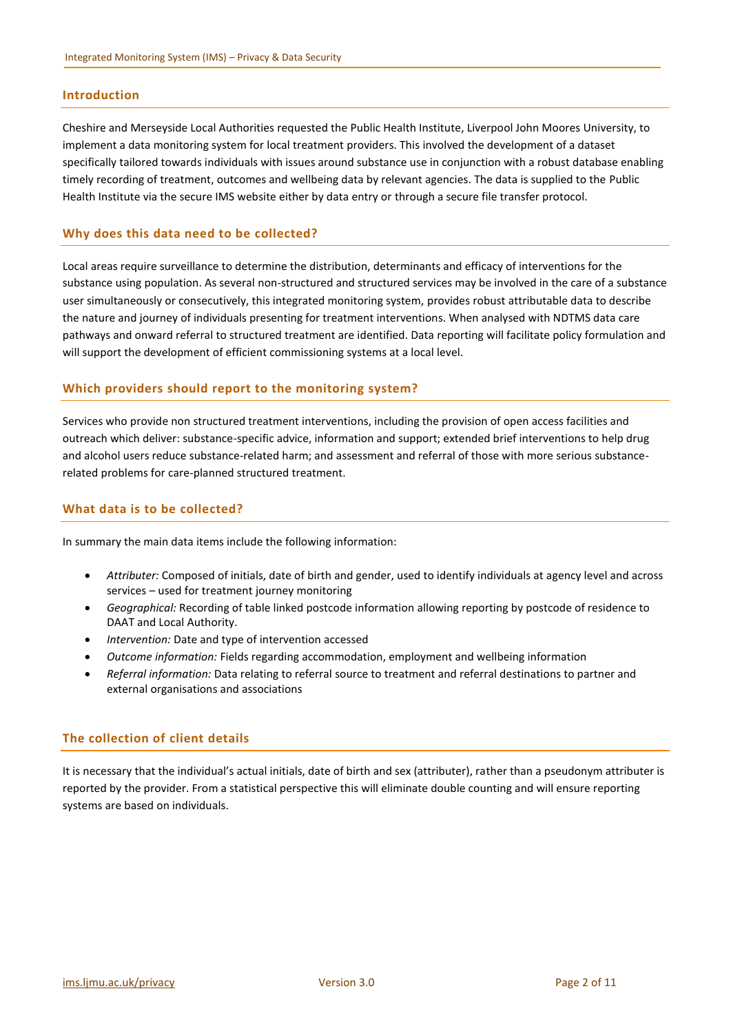## Introduction

Cheshire and Merseyside Local Authorities requested the Public Health Institute, Liverpool John Moores University, to implement a data monitoring system for local treatment providers. This involved the development of a dataset specifically tailored towards individuals with issues around substance use in conjunction with a robust database enabling timely recording of treatment, outcomes and wellbeing data by relevant agencies. The data is supplied to the Public Health Institute via the secure IMS website either by data entry or through a secure file transfer protocol.

## Why does this data need to be collected?

Local areas require surveillance to determine the distribution, determinants and efficacy of interventions for the substance using population. As several non-structured and structured services may be involved in the care of a substance user simultaneously or consecutively, this integrated monitoring system, provides robust attributable data to describe the nature and journey of individuals presenting for treatment interventions. When analysed with NDTMS data care pathways and onward referral to structured treatment are identified. Data reporting will facilitate policy formulation and will support the development of efficient commissioning systems at a local level.

## Which providers should report to the monitoring system?

Services who provide non structured treatment interventions, including the provision of open access facilities and outreach which deliver: substance-specific advice, information and support; extended brief interventions to help drug and alcohol users reduce substance-related harm; and assessment and referral of those with more serious substance-related problems for care-planned structured treatment.

## What data is to be collected?

In summary the main data items include the following information:

- *Attributer:* Composed of initials, date of birth and gender, used to identify individuals at agency level and across services – used for treatment journey monitoring
- *Geographical:* Recording of table linked postcode information allowing reporting by postcode of residence to DAAT and Local Authority.
- *Intervention:* Date and type of intervention accessed
- *Outcome information:* Fields regarding accommodation, employment and wellbeing information
- *Referral information:* Data relating to referral source to treatment and referral destinations to partner and external organisations and associations

## The collection of client details

It is necessary that the individual's actual initials, date of birth and sex (attributer), rather than a pseudonym attributer is reported by the provider. From a statistical perspective this will eliminate double counting and will ensure reporting systems are based on individuals.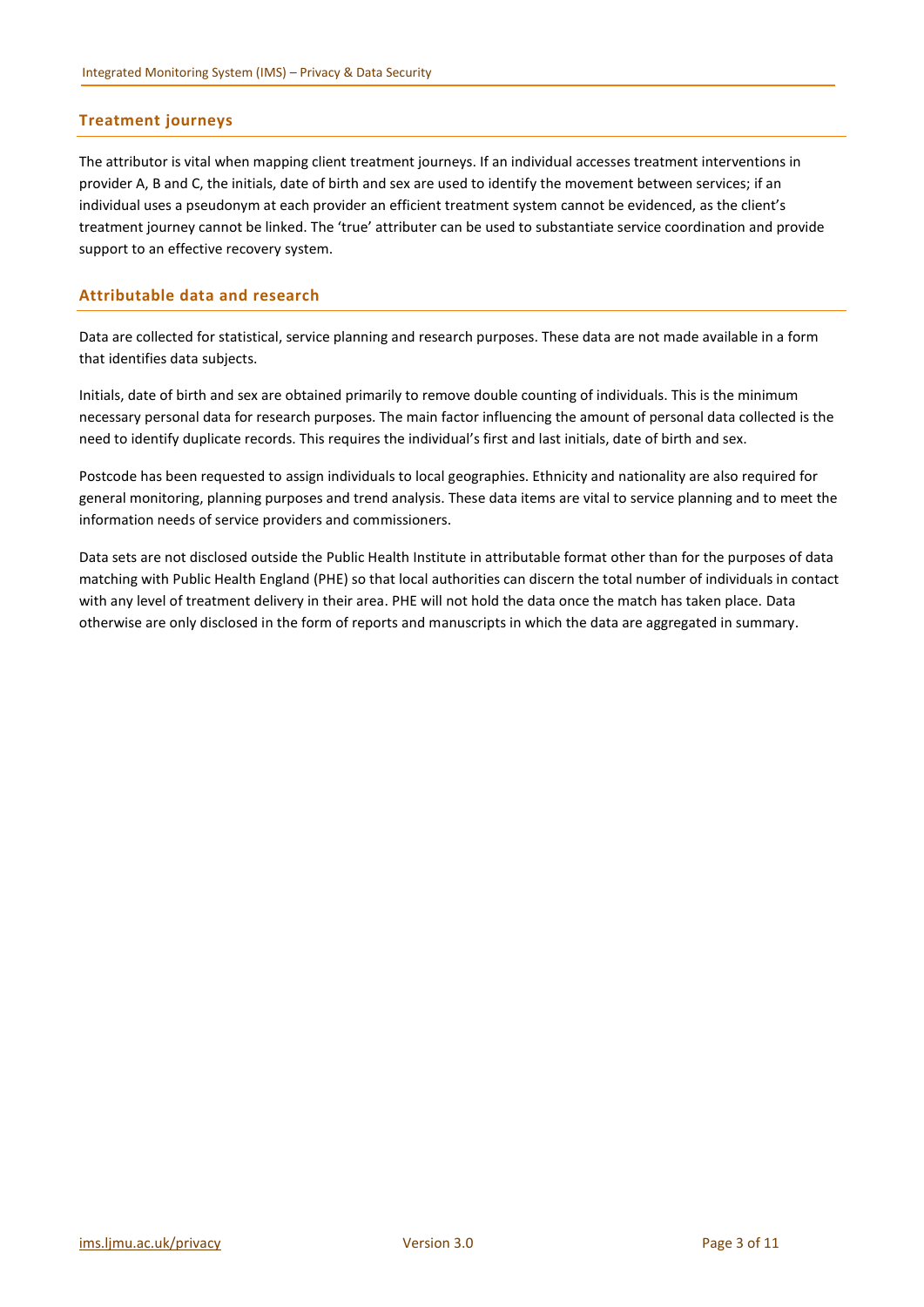## Treatment journeys

The attributor is vital when mapping client treatment journeys. If an individual accesses treatment interventions in provider A, B and C, the initials, date of birth and sex are used to identify the movement between services; if an individual uses a pseudonym at each provider an efficient treatment system cannot be evidenced, as the client's treatment journey cannot be linked. The 'true' attributer can be used to substantiate service coordination and provide support to an effective recovery system.

## Attributable data and research

Data are collected for statistical, service planning and research purposes. These data are not made available in a form that identifies data subjects.

Initials, date of birth and sex are obtained primarily to remove double counting of individuals. This is the minimum necessary personal data for research purposes. The main factor influencing the amount of personal data collected is the need to identify duplicate records. This requires the individual's first and last initials, date of birth and sex.

Postcode has been requested to assign individuals to local geographies. Ethnicity and nationality are also required for general monitoring, planning purposes and trend analysis. These data items are vital to service planning and to meet the information needs of service providers and commissioners.

Data sets are not disclosed outside the Public Health Institute in attributable format other than for the purposes of data matching with Public Health England (PHE) so that local authorities can discern the total number of individuals in contact with any level of treatment delivery in their area. PHE will not hold the data once the match has taken place. Data otherwise are only disclosed in the form of reports and manuscripts in which the data are aggregated in summary.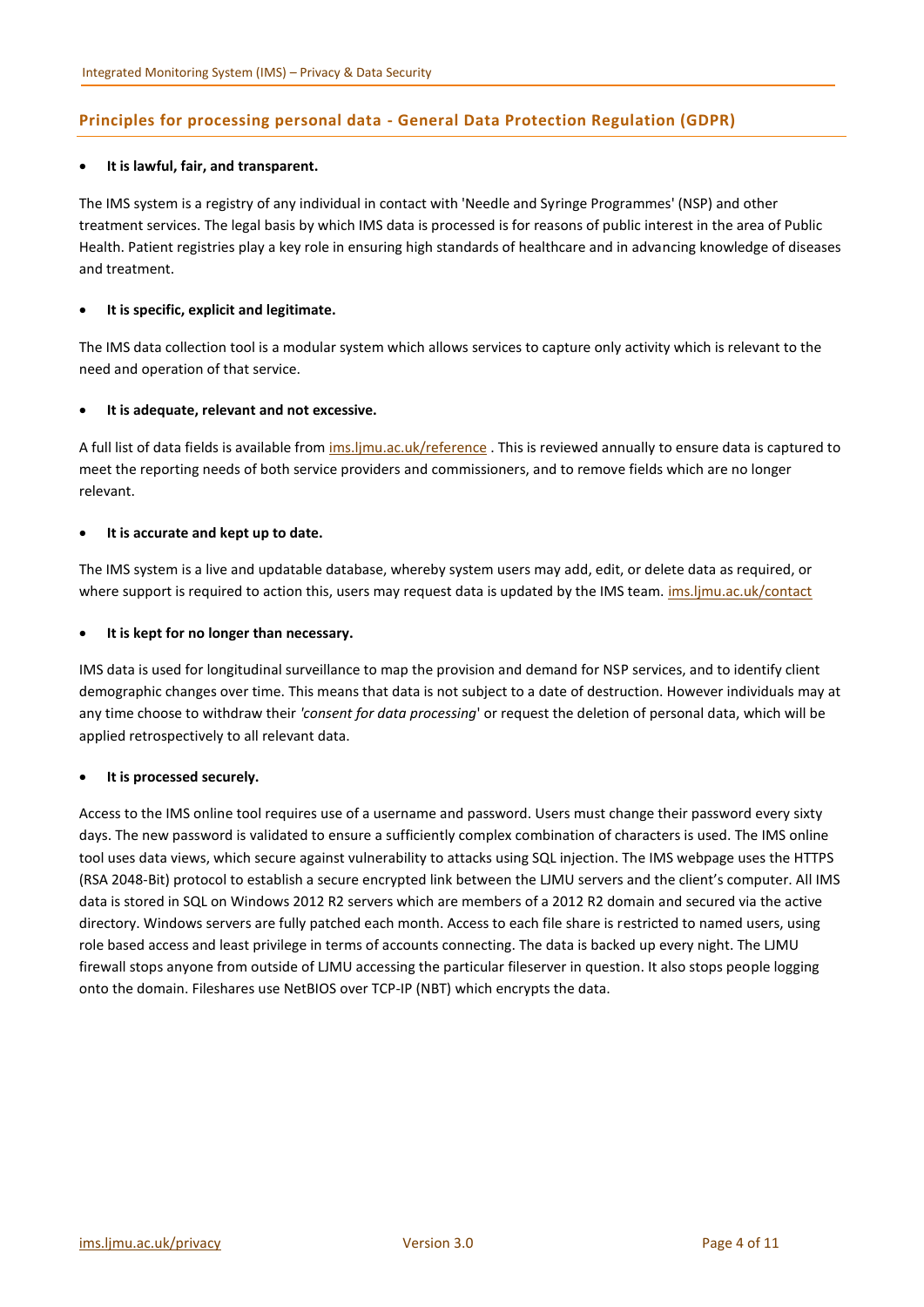## Principles for processing personal data - General Data Protection Regulation (GDPR)

- **It is lawful, fair, and transparent.**

The IMS system is a registry of any individual in contact with 'Needle and Syringe Programmes' (NSP) and other treatment services. The legal basis by which IMS data is processed is for reasons of public interest in the area of Public Health. Patient registries play a key role in ensuring high standards of healthcare and in advancing knowledge of diseases and treatment.

- **It is specific, explicit and legitimate.**

The IMS data collection tool is a modular system which allows services to capture only activity which is relevant to the need and operation of that service.

- **It is adequate, relevant and not excessive.**

A full list of data fields is available from ims.ljmu.ac.uk/reference . This is reviewed annually to ensure data is captured to meet the reporting needs of both service providers and commissioners, and to remove fields which are no longer relevant.

- **It is accurate and kept up to date.**

The IMS system is a live and updatable database, whereby system users may add, edit, or delete data as required, or where support is required to action this, users may request data is updated by the IMS team. ims.ljmu.ac.uk/contact

- **It is kept for no longer than necessary.**

IMS data is used for longitudinal surveillance to map the provision and demand for NSP services, and to identify client demographic changes over time. This means that data is not subject to a date of destruction. However individuals may at any time choose to withdraw their *'consent for data processing'* or request the deletion of personal data, which will be applied retrospectively to all relevant data.

- **It is processed securely.**

Access to the IMS online tool requires use of a username and password. Users must change their password every sixty days. The new password is validated to ensure a sufficiently complex combination of characters is used. The IMS online tool uses data views, which secure against vulnerability to attacks using SQL injection. The IMS webpage uses the HTTPS (RSA 2048-Bit) protocol to establish a secure encrypted link between the LJMU servers and the client's computer. All IMS data is stored in SQL on Windows 2012 R2 servers which are members of a 2012 R2 domain and secured via the active directory. Windows servers are fully patched each month. Access to each file share is restricted to named users, using role based access and least privilege in terms of accounts connecting. The data is backed up every night. The LJMU firewall stops anyone from outside of LJMU accessing the particular fileserver in question. It also stops people logging onto the domain. Fileshares use NetBIOS over TCP-IP (NBT) which encrypts the data.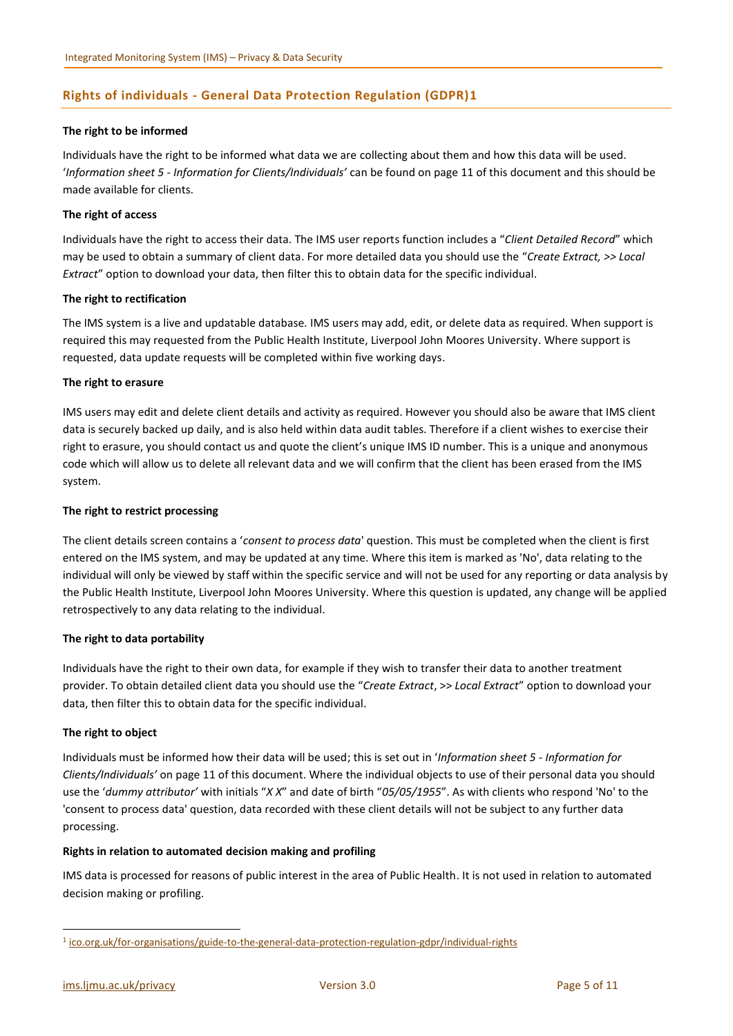## Rights of individuals - General Data Protection Regulation (GDPR)[1]

**The right to be informed**

Individuals have the right to be informed what data we are collecting about them and how this data will be used. '*Information sheet 5 - Information for Clients/Individuals'* can be found on page 11 of this document and this should be made available for clients.

**The right of access**

Individuals have the right to access their data. The IMS user reports function includes a "*Client Detailed Record*" which may be used to obtain a summary of client data. For more detailed data you should use the "*Create Extract, >> Local Extract*" option to download your data, then filter this to obtain data for the specific individual.

**The right to rectification**

The IMS system is a live and updatable database. IMS users may add, edit, or delete data as required. When support is required this may requested from the Public Health Institute, Liverpool John Moores University. Where support is requested, data update requests will be completed within five working days.

**The right to erasure**

IMS users may edit and delete client details and activity as required. However you should also be aware that IMS client data is securely backed up daily, and is also held within data audit tables. Therefore if a client wishes to exercise their right to erasure, you should contact us and quote the client's unique IMS ID number. This is a unique and anonymous code which will allow us to delete all relevant data and we will confirm that the client has been erased from the IMS system.

**The right to restrict processing**

The client details screen contains a '*consent to process data*' question. This must be completed when the client is first entered on the IMS system, and may be updated at any time. Where this item is marked as 'No', data relating to the individual will only be viewed by staff within the specific service and will not be used for any reporting or data analysis by the Public Health Institute, Liverpool John Moores University. Where this question is updated, any change will be applied retrospectively to any data relating to the individual.

**The right to data portability**

Individuals have the right to their own data, for example if they wish to transfer their data to another treatment provider. To obtain detailed client data you should use the "*Create Extract*, >> *Local Extract*" option to download your data, then filter this to obtain data for the specific individual.

**The right to object**

Individuals must be informed how their data will be used; this is set out in '*Information sheet 5 - Information for Clients/Individuals'* on page 11 of this document. Where the individual objects to use of their personal data you should use the '*dummy attributor'* with initials "*X X*" and date of birth "*05/05/1955*". As with clients who respond 'No' to the 'consent to process data' question, data recorded with these client details will not be subject to any further data processing.

**Rights in relation to automated decision making and profiling**

IMS data is processed for reasons of public interest in the area of Public Health. It is not used in relation to automated decision making or profiling.

[1] ico.org.uk/for-organisations/guide-to-the-general-data-protection-regulation-gdpr/individual-rights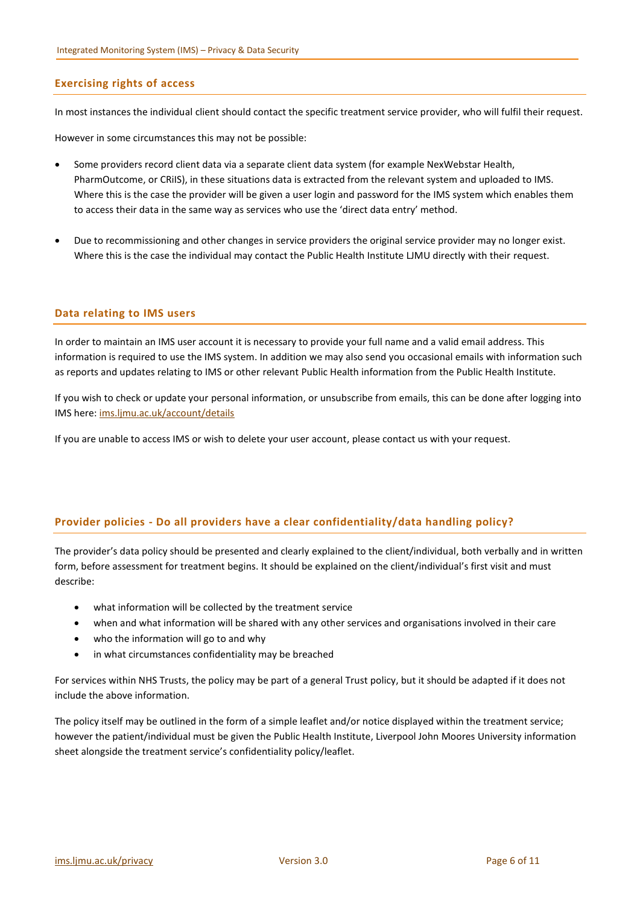## Exercising rights of access

In most instances the individual client should contact the specific treatment service provider, who will fulfil their request.

However in some circumstances this may not be possible:

- Some providers record client data via a separate client data system (for example NexWebstar Health, PharmOutcome, or CRiIS), in these situations data is extracted from the relevant system and uploaded to IMS. Where this is the case the provider will be given a user login and password for the IMS system which enables them to access their data in the same way as services who use the 'direct data entry' method.

- Due to recommissioning and other changes in service providers the original service provider may no longer exist. Where this is the case the individual may contact the Public Health Institute LJMU directly with their request.

## Data relating to IMS users

In order to maintain an IMS user account it is necessary to provide your full name and a valid email address. This information is required to use the IMS system. In addition we may also send you occasional emails with information such as reports and updates relating to IMS or other relevant Public Health information from the Public Health Institute.

If you wish to check or update your personal information, or unsubscribe from emails, this can be done after logging into IMS here: [ims.ljmu.ac.uk/account/details](ims.ljmu.ac.uk/account/details)

If you are unable to access IMS or wish to delete your user account, please contact us with your request.

## Provider policies - Do all providers have a clear confidentiality/data handling policy?

The provider's data policy should be presented and clearly explained to the client/individual, both verbally and in written form, before assessment for treatment begins. It should be explained on the client/individual's first visit and must describe:

- what information will be collected by the treatment service
- when and what information will be shared with any other services and organisations involved in their care
- who the information will go to and why
- in what circumstances confidentiality may be breached

For services within NHS Trusts, the policy may be part of a general Trust policy, but it should be adapted if it does not include the above information.

The policy itself may be outlined in the form of a simple leaflet and/or notice displayed within the treatment service; however the patient/individual must be given the Public Health Institute, Liverpool John Moores University information sheet alongside the treatment service's confidentiality policy/leaflet.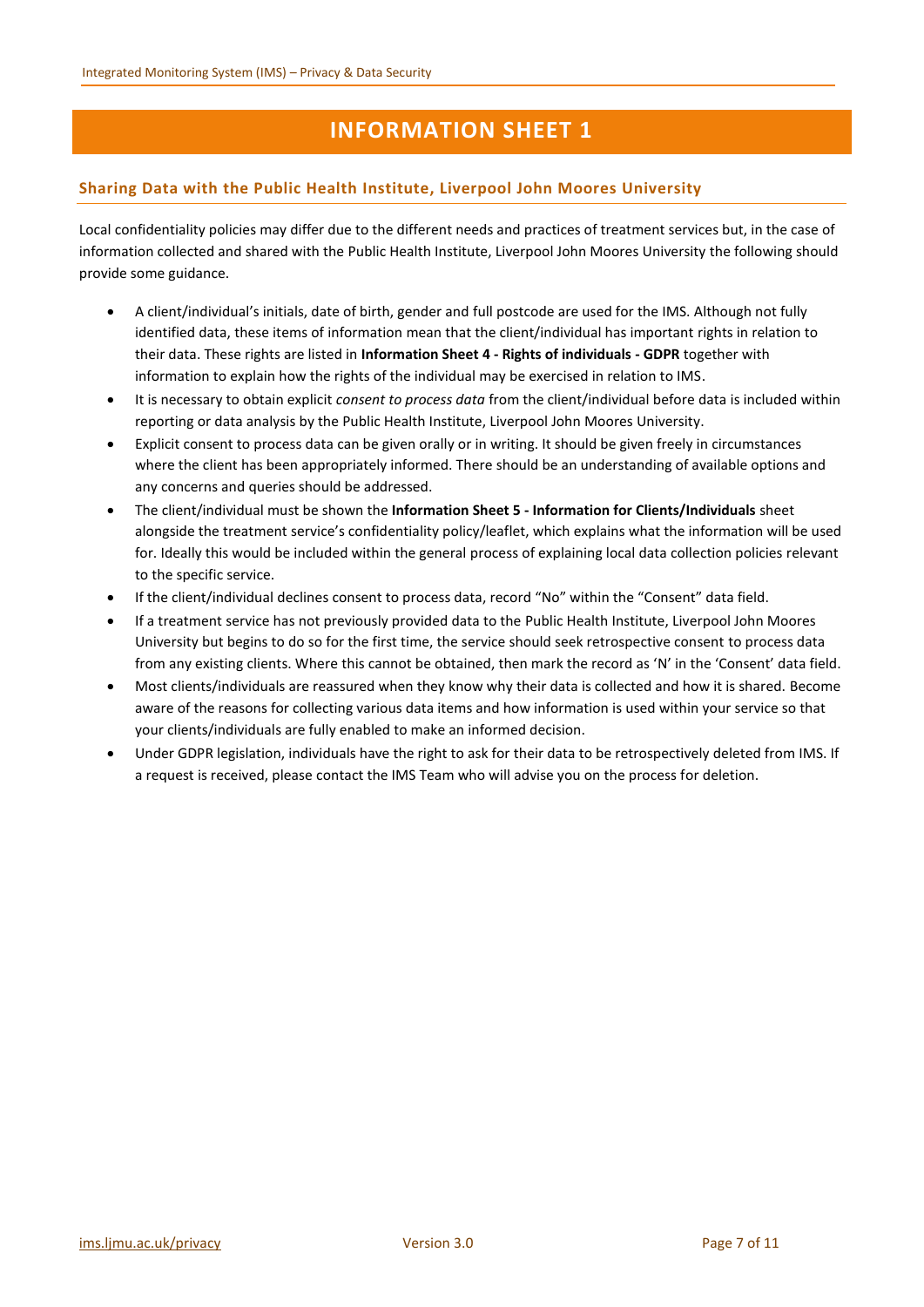# INFORMATION SHEET 1

## Sharing Data with the Public Health Institute, Liverpool John Moores University

Local confidentiality policies may differ due to the different needs and practices of treatment services but, in the case of information collected and shared with the Public Health Institute, Liverpool John Moores University the following should provide some guidance.

- A client/individual's initials, date of birth, gender and full postcode are used for the IMS. Although not fully identified data, these items of information mean that the client/individual has important rights in relation to their data. These rights are listed in **Information Sheet 4 - Rights of individuals - GDPR** together with information to explain how the rights of the individual may be exercised in relation to IMS.
- It is necessary to obtain explicit *consent to process data* from the client/individual before data is included within reporting or data analysis by the Public Health Institute, Liverpool John Moores University.
- Explicit consent to process data can be given orally or in writing. It should be given freely in circumstances where the client has been appropriately informed. There should be an understanding of available options and any concerns and queries should be addressed.
- The client/individual must be shown the **Information Sheet 5 - Information for Clients/Individuals** sheet alongside the treatment service's confidentiality policy/leaflet, which explains what the information will be used for. Ideally this would be included within the general process of explaining local data collection policies relevant to the specific service.
- If the client/individual declines consent to process data, record "No" within the "Consent" data field.
- If a treatment service has not previously provided data to the Public Health Institute, Liverpool John Moores University but begins to do so for the first time, the service should seek retrospective consent to process data from any existing clients. Where this cannot be obtained, then mark the record as 'N' in the 'Consent' data field.
- Most clients/individuals are reassured when they know why their data is collected and how it is shared. Become aware of the reasons for collecting various data items and how information is used within your service so that your clients/individuals are fully enabled to make an informed decision.
- Under GDPR legislation, individuals have the right to ask for their data to be retrospectively deleted from IMS. If a request is received, please contact the IMS Team who will advise you on the process for deletion.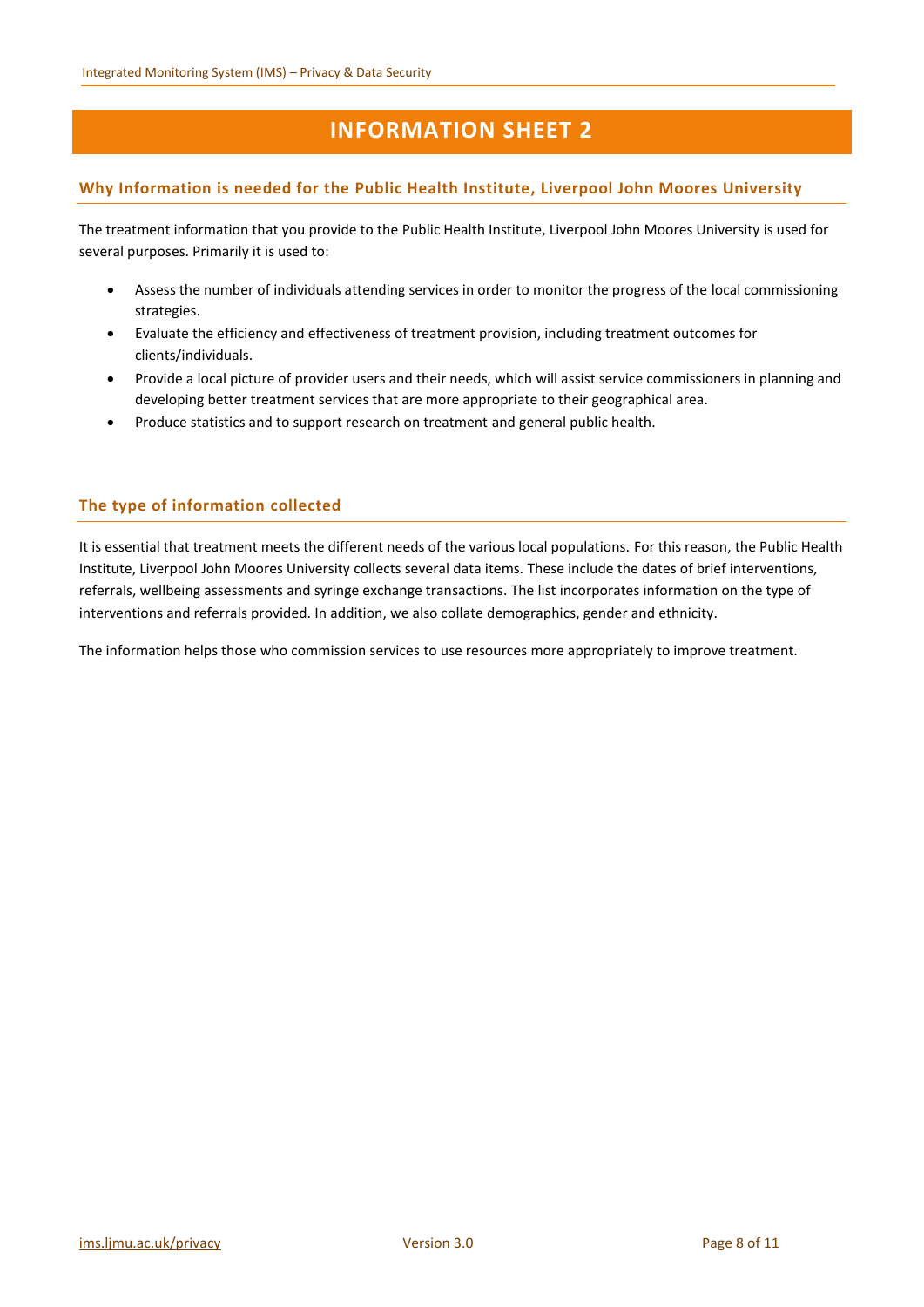# INFORMATION SHEET 2

## Why Information is needed for the Public Health Institute, Liverpool John Moores University

The treatment information that you provide to the Public Health Institute, Liverpool John Moores University is used for several purposes. Primarily it is used to:

- Assess the number of individuals attending services in order to monitor the progress of the local commissioning strategies.
- Evaluate the efficiency and effectiveness of treatment provision, including treatment outcomes for clients/individuals.
- Provide a local picture of provider users and their needs, which will assist service commissioners in planning and developing better treatment services that are more appropriate to their geographical area.
- Produce statistics and to support research on treatment and general public health.

## The type of information collected

It is essential that treatment meets the different needs of the various local populations. For this reason, the Public Health Institute, Liverpool John Moores University collects several data items. These include the dates of brief interventions, referrals, wellbeing assessments and syringe exchange transactions. The list incorporates information on the type of interventions and referrals provided. In addition, we also collate demographics, gender and ethnicity.

The information helps those who commission services to use resources more appropriately to improve treatment.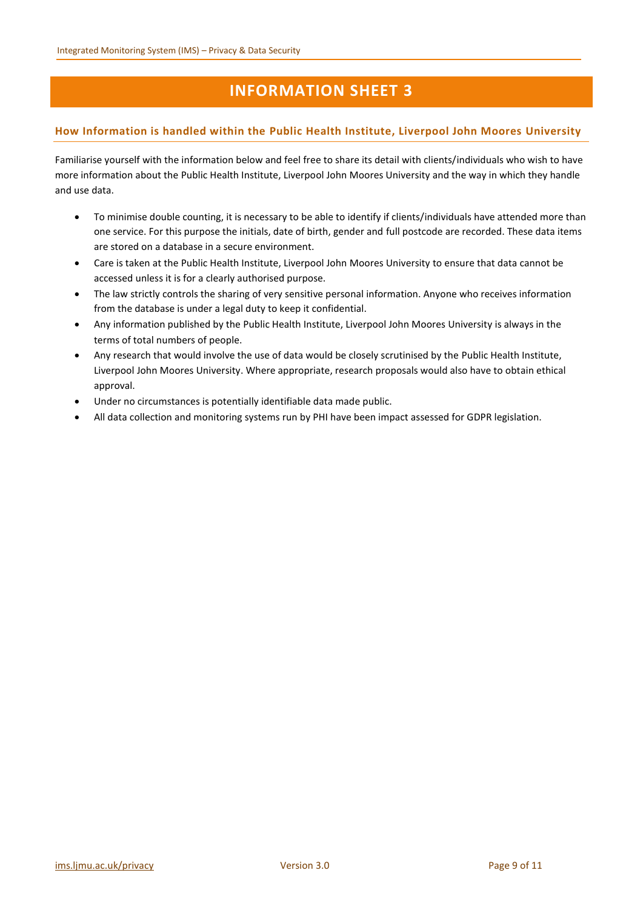# INFORMATION SHEET 3

## How Information is handled within the Public Health Institute, Liverpool John Moores University

Familiarise yourself with the information below and feel free to share its detail with clients/individuals who wish to have more information about the Public Health Institute, Liverpool John Moores University and the way in which they handle and use data.

- To minimise double counting, it is necessary to be able to identify if clients/individuals have attended more than one service. For this purpose the initials, date of birth, gender and full postcode are recorded. These data items are stored on a database in a secure environment.
- Care is taken at the Public Health Institute, Liverpool John Moores University to ensure that data cannot be accessed unless it is for a clearly authorised purpose.
- The law strictly controls the sharing of very sensitive personal information. Anyone who receives information from the database is under a legal duty to keep it confidential.
- Any information published by the Public Health Institute, Liverpool John Moores University is always in the terms of total numbers of people.
- Any research that would involve the use of data would be closely scrutinised by the Public Health Institute, Liverpool John Moores University. Where appropriate, research proposals would also have to obtain ethical approval.
- Under no circumstances is potentially identifiable data made public.
- All data collection and monitoring systems run by PHI have been impact assessed for GDPR legislation.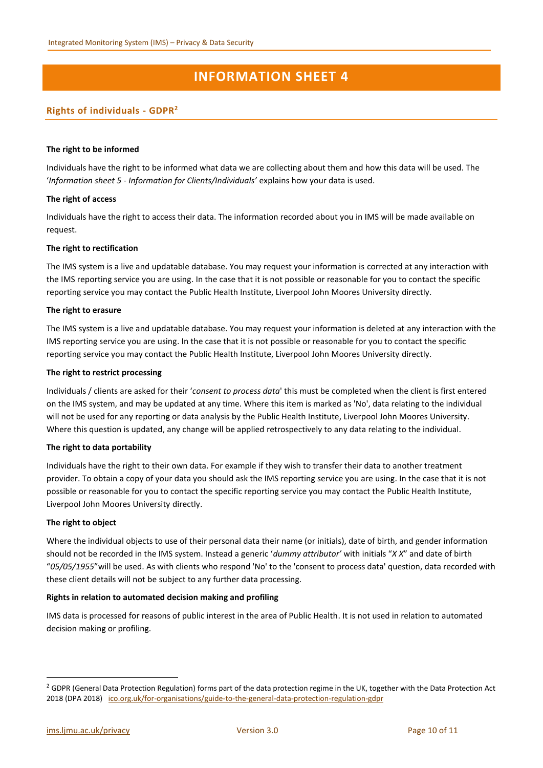# INFORMATION SHEET 4

## Rights of individuals - GDPR[2]

**The right to be informed**

Individuals have the right to be informed what data we are collecting about them and how this data will be used. The '*Information sheet 5 - Information for Clients/Individuals'* explains how your data is used.

**The right of access**

Individuals have the right to access their data. The information recorded about you in IMS will be made available on request.

**The right to rectification**

The IMS system is a live and updatable database. You may request your information is corrected at any interaction with the IMS reporting service you are using. In the case that it is not possible or reasonable for you to contact the specific reporting service you may contact the Public Health Institute, Liverpool John Moores University directly.

**The right to erasure**

The IMS system is a live and updatable database. You may request your information is deleted at any interaction with the IMS reporting service you are using. In the case that it is not possible or reasonable for you to contact the specific reporting service you may contact the Public Health Institute, Liverpool John Moores University directly.

**The right to restrict processing**

Individuals / clients are asked for their '*consent to process data*' this must be completed when the client is first entered on the IMS system, and may be updated at any time. Where this item is marked as 'No', data relating to the individual will not be used for any reporting or data analysis by the Public Health Institute, Liverpool John Moores University. Where this question is updated, any change will be applied retrospectively to any data relating to the individual.

**The right to data portability**

Individuals have the right to their own data. For example if they wish to transfer their data to another treatment provider. To obtain a copy of your data you should ask the IMS reporting service you are using. In the case that it is not possible or reasonable for you to contact the specific reporting service you may contact the Public Health Institute, Liverpool John Moores University directly.

**The right to object**

Where the individual objects to use of their personal data their name (or initials), date of birth, and gender information should not be recorded in the IMS system. Instead a generic '*dummy attributor*' with initials "*X X*" and date of birth "*05/05/1955*" will be used. As with clients who respond 'No' to the 'consent to process data' question, data recorded with these client details will not be subject to any further data processing.

**Rights in relation to automated decision making and profiling**

IMS data is processed for reasons of public interest in the area of Public Health. It is not used in relation to automated decision making or profiling.

---

[2] GDPR (General Data Protection Regulation) forms part of the data protection regime in the UK, together with the Data Protection Act 2018 (DPA 2018) ico.org.uk/for-organisations/guide-to-the-general-data-protection-regulation-gdpr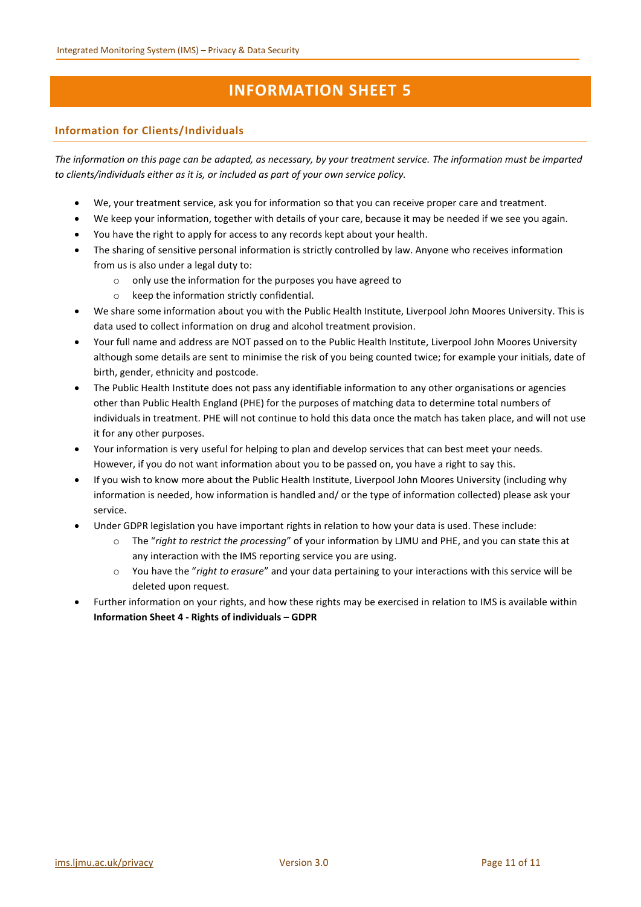# INFORMATION SHEET 5

## Information for Clients/Individuals

*The information on this page can be adapted, as necessary, by your treatment service. The information must be imparted to clients/individuals either as it is, or included as part of your own service policy.*

- We, your treatment service, ask you for information so that you can receive proper care and treatment.
- We keep your information, together with details of your care, because it may be needed if we see you again.
- You have the right to apply for access to any records kept about your health.
- The sharing of sensitive personal information is strictly controlled by law. Anyone who receives information from us is also under a legal duty to:
  - only use the information for the purposes you have agreed to
  - keep the information strictly confidential.
- We share some information about you with the Public Health Institute, Liverpool John Moores University. This is data used to collect information on drug and alcohol treatment provision.
- Your full name and address are NOT passed on to the Public Health Institute, Liverpool John Moores University although some details are sent to minimise the risk of you being counted twice; for example your initials, date of birth, gender, ethnicity and postcode.
- The Public Health Institute does not pass any identifiable information to any other organisations or agencies other than Public Health England (PHE) for the purposes of matching data to determine total numbers of individuals in treatment. PHE will not continue to hold this data once the match has taken place, and will not use it for any other purposes.
- Your information is very useful for helping to plan and develop services that can best meet your needs. However, if you do not want information about you to be passed on, you have a right to say this.
- If you wish to know more about the Public Health Institute, Liverpool John Moores University (including why information is needed, how information is handled and/ or the type of information collected) please ask your service.
- Under GDPR legislation you have important rights in relation to how your data is used. These include:
  - The "*right to restrict the processing*" of your information by LJMU and PHE, and you can state this at any interaction with the IMS reporting service you are using.
  - You have the "*right to erasure*" and your data pertaining to your interactions with this service will be deleted upon request.
- Further information on your rights, and how these rights may be exercised in relation to IMS is available within **Information Sheet 4 - Rights of individuals – GDPR**